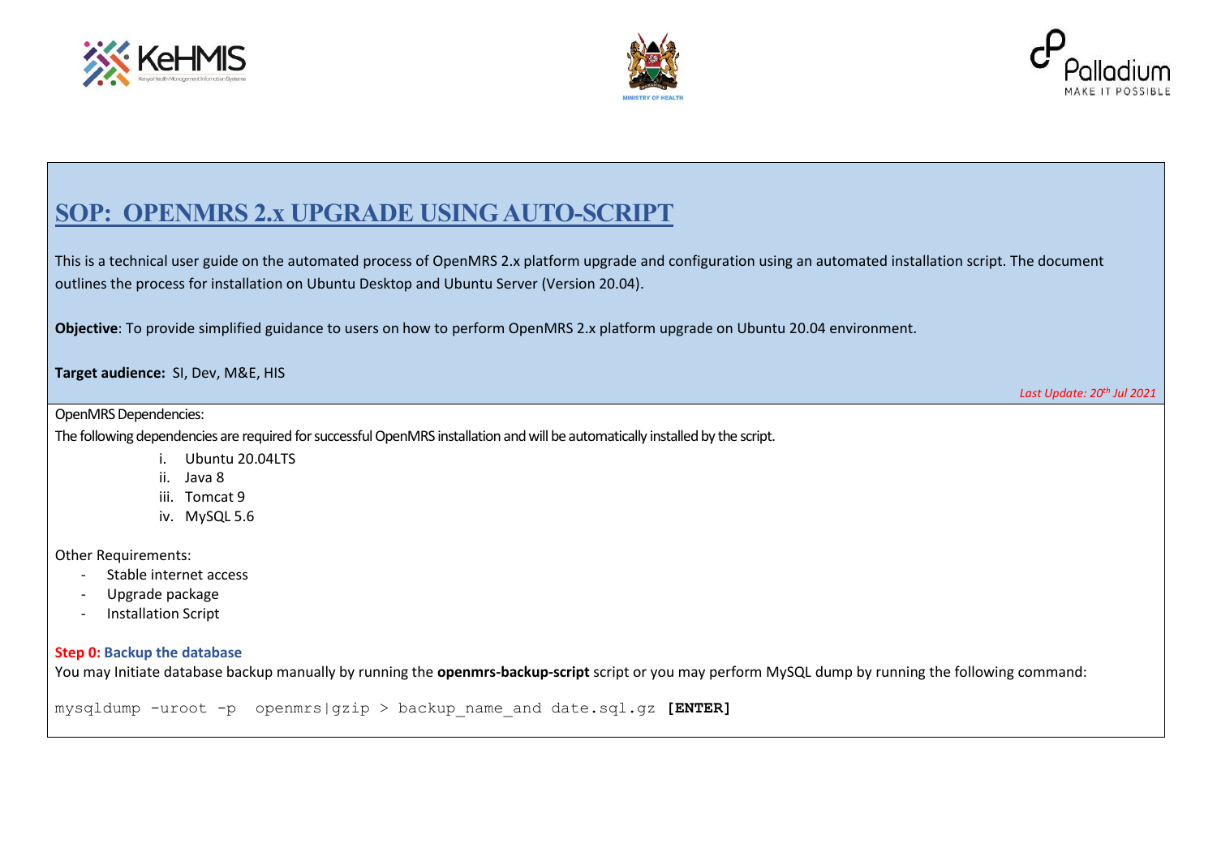# SOP: OPENMRS 2.x UPGRADE USING AUTO-SCRIPT

This is a technical user guide on the automated process of OpenMRS 2.x platform upgrade and configuration using an automated installation script. The document outlines the process for installation on Ubuntu Desktop and Ubuntu Server (Version 20.04).

**Objective**: To provide simplified guidance to users on how to perform OpenMRS 2.x platform upgrade on Ubuntu 20.04 environment.

**Target audience:** SI, Dev, M&E, HIS

*Last Update: 20th Jul 2021*

OpenMRS Dependencies:

The following dependencies are required for successful OpenMRS installation and will be automatically installed by the script.

i. Ubuntu 20.04LTS
ii. Java 8
iii. Tomcat 9
iv. MySQL 5.6

Other Requirements:

- Stable internet access
- Upgrade package
- Installation Script

### Step 0: Backup the database

You may Initiate database backup manually by running the **openmrs-backup-script** script or you may perform MySQL dump by running the following command:

```
mysqldump -uroot -p  openmrs|gzip > backup_name_and date.sql.gz [ENTER]
```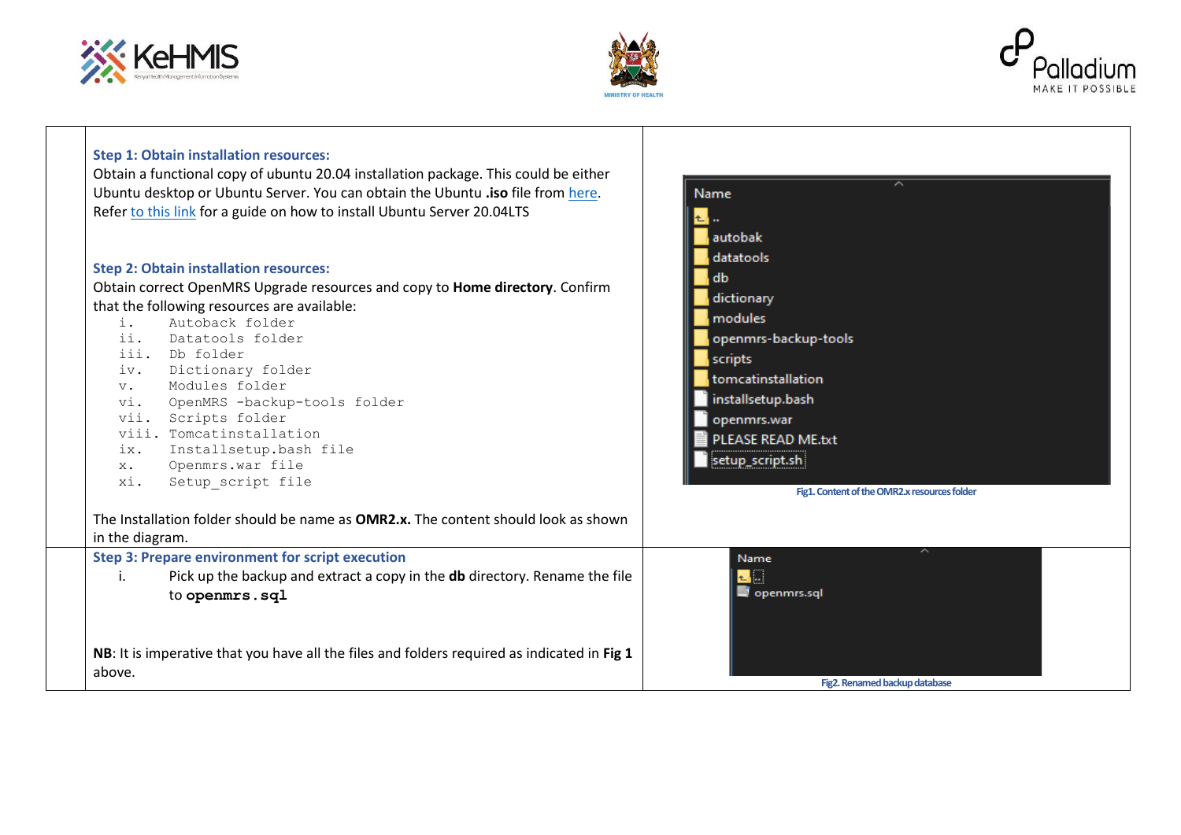**Step 1: Obtain installation resources:**

Obtain a functional copy of ubuntu 20.04 installation package. This could be either Ubuntu desktop or Ubuntu Server. You can obtain the Ubuntu **.iso** file from here. Refer to this link for a guide on how to install Ubuntu Server 20.04LTS

**Step 2: Obtain installation resources:**

Obtain correct OpenMRS Upgrade resources and copy to **Home directory**. Confirm that the following resources are available:

```
i.    Autoback folder
ii.   Datatools folder
iii.  Db folder
iv.   Dictionary folder
v.    Modules folder
vi.   OpenMRS -backup-tools folder
vii.  Scripts folder
viii. Tomcatinstallation
ix.   Installsetup.bash file
x.    Openmrs.war file
xi.   Setup_script file
```

The Installation folder should be name as **OMR2.x.** The content should look as shown in the diagram.

Fig1. Content of the OMR2.x resources folder

**Step 3: Prepare environment for script execution**

i. Pick up the backup and extract a copy in the **db** directory. Rename the file to **openmrs.sql**

**NB**: It is imperative that you have all the files and folders required as indicated in **Fig 1** above.

Fig2. Renamed backup database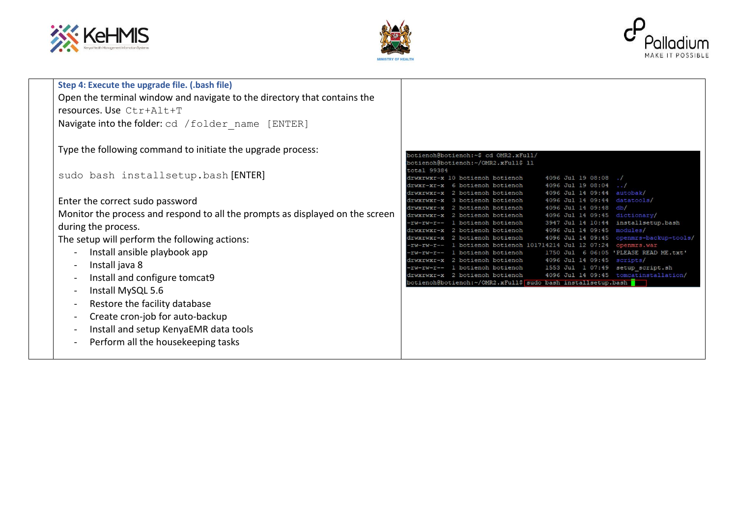**Step 4: Execute the upgrade file. (.bash file)**

Open the terminal window and navigate to the directory that contains the resources. Use `Ctr+Alt+T`

Navigate into the folder: `cd /folder_name [ENTER]`

Type the following command to initiate the upgrade process:

`sudo bash installsetup.bash` [ENTER]

Enter the correct sudo password

Monitor the process and respond to all the prompts as displayed on the screen during the process.

The setup will perform the following actions:

- Install ansible playbook app
- Install java 8
- Install and configure tomcat9
- Install MySQL 5.6
- Restore the facility database
- Create cron-job for auto-backup
- Install and setup KenyaEMR data tools
- Perform all the housekeeping tasks

```
botienoh@botienoh:~$ cd OMR2.xFull/
botienoh@botienoh:~/OMR2.xFull$ ll
total 99384
drwxrwxr-x 10 botienoh botienoh      4096 Jul 19 08:08 ./
drwxr-xr-x  6 botienoh botienoh      4096 Jul 19 08:04 ../
drwxrwxr-x  2 botienoh botienoh      4096 Jul 14 09:44 autobak/
drwxrwxr-x  3 botienoh botienoh      4096 Jul 14 09:44 datatools/
drwxrwxr-x  2 botienoh botienoh      4096 Jul 14 09:48 db/
drwxrwxr-x  2 botienoh botienoh      4096 Jul 14 09:45 dictionary/
-rw-rw-r--  1 botienoh botienoh      3947 Jul 14 10:44 installsetup.bash
drwxrwxr-x  2 botienoh botienoh      4096 Jul 14 09:45 modules/
drwxrwxr-x  2 botienoh botienoh      4096 Jul 14 09:45 openmrs-backup-tools/
-rw-rw-r--  1 botienoh botienoh 101714214 Jul 12 07:24 openmrs.war
-rw-rw-r--  1 botienoh botienoh      1750 Jul  6 06:05 'PLEASE READ ME.txt'
drwxrwxr-x  2 botienoh botienoh      4096 Jul 14 09:45 scripts/
-rw-rw-r--  1 botienoh botienoh      1553 Jul  1 07:49 setup_script.sh
drwxrwxr-x  2 botienoh botienoh      4096 Jul 14 09:45 tomcatinstallation/
botienoh@botienoh:~/OMR2.xFull$ sudo bash installsetup.bash
```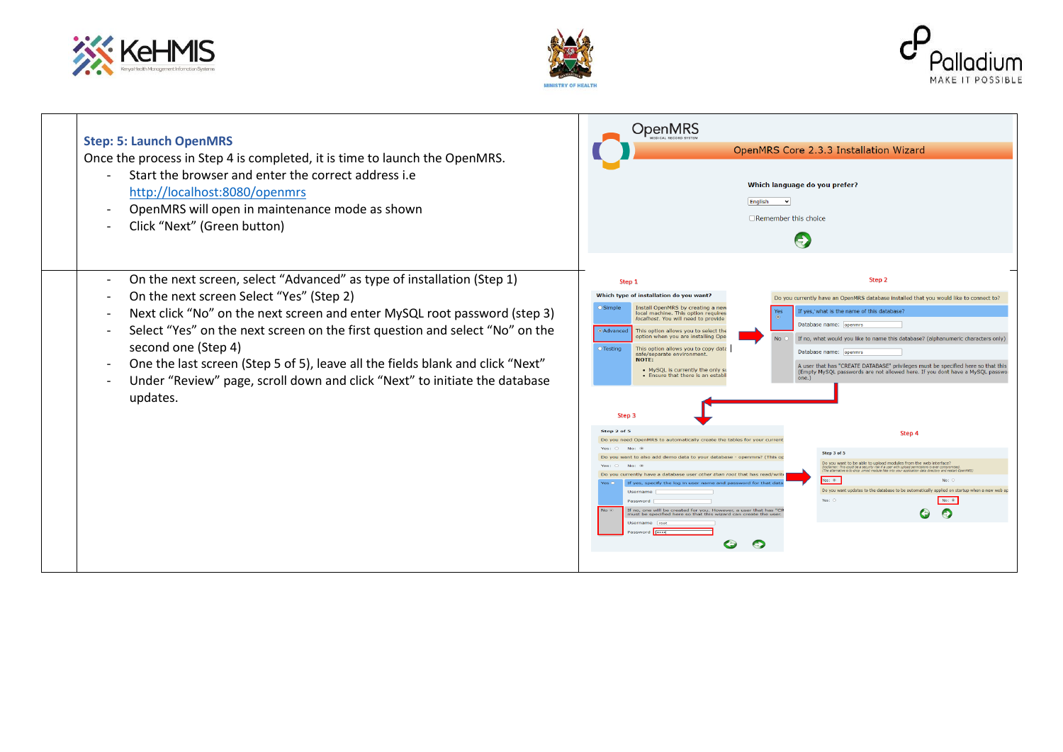### Step: 5: Launch OpenMRS

Once the process in Step 4 is completed, it is time to launch the OpenMRS.

- Start the browser and enter the correct address i.e http://localhost:8080/openmrs
- OpenMRS will open in maintenance mode as shown
- Click "Next" (Green button)

- On the next screen, select "Advanced" as type of installation (Step 1)
- On the next screen Select "Yes" (Step 2)
- Next click "No" on the next screen and enter MySQL root password (step 3)
- Select "Yes" on the next screen on the first question and select "No" on the second one (Step 4)
- One the last screen (Step 5 of 5), leave all the fields blank and click "Next"
- Under "Review" page, scroll down and click "Next" to initiate the database updates.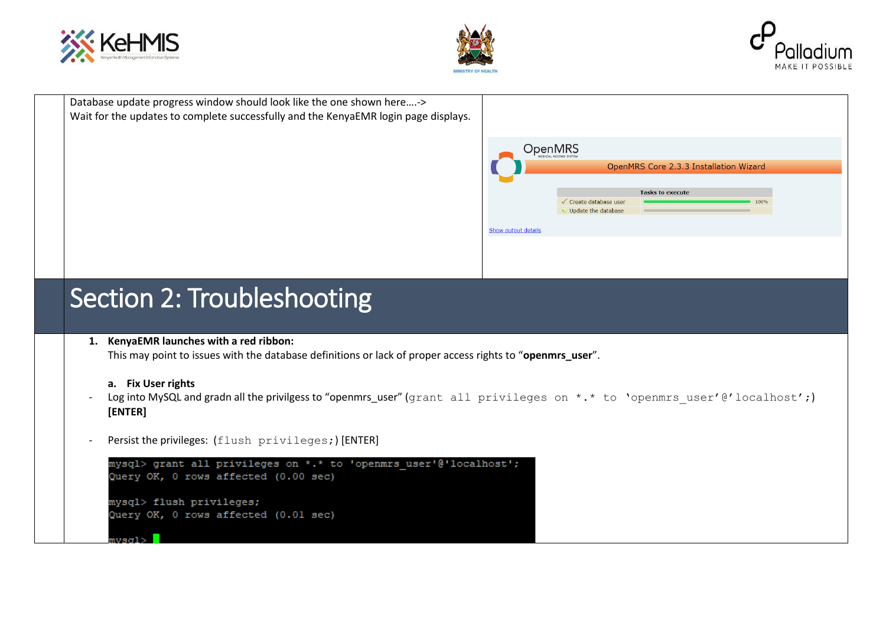Database update progress window should look like the one shown here….->
Wait for the updates to complete successfully and the KenyaEMR login page displays.

# Section 2: Troubleshooting

1. **KenyaEMR launches with a red ribbon:**
   This may point to issues with the database definitions or lack of proper access rights to "**openmrs_user**".

   a. **Fix User rights**

- Log into MySQL and gradn all the privilgess to "openmrs_user" (`grant all privileges on *.* to 'openmrs_user'@'localhost';`) **[ENTER]**

- Persist the privileges: (`flush privileges;`) [ENTER]

```
mysql> grant all privileges on *.* to 'openmrs_user'@'localhost';
Query OK, 0 rows affected (0.00 sec)

mysql> flush privileges;
Query OK, 0 rows affected (0.01 sec)

mysql>
```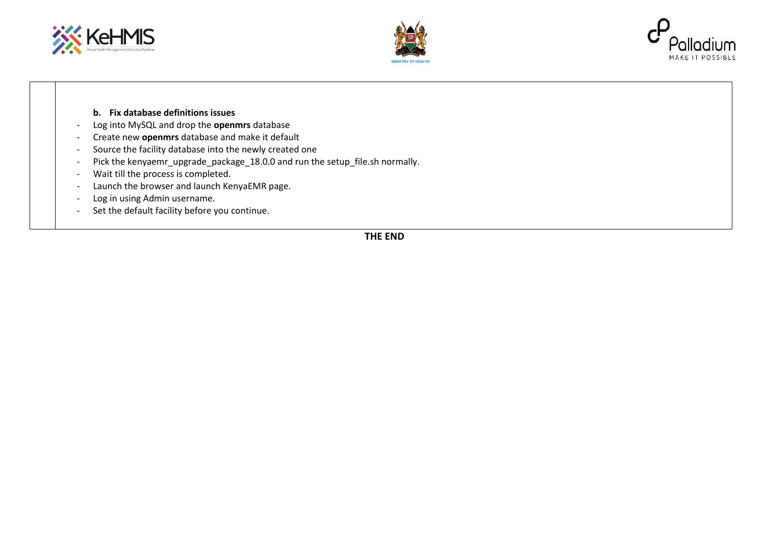**b. Fix database definitions issues**

- Log into MySQL and drop the **openmrs** database
- Create new **openmrs** database and make it default
- Source the facility database into the newly created one
- Pick the kenyaemr_upgrade_package_18.0.0 and run the setup_file.sh normally.
- Wait till the process is completed.
- Launch the browser and launch KenyaEMR page.
- Log in using Admin username.
- Set the default facility before you continue.

**THE END**